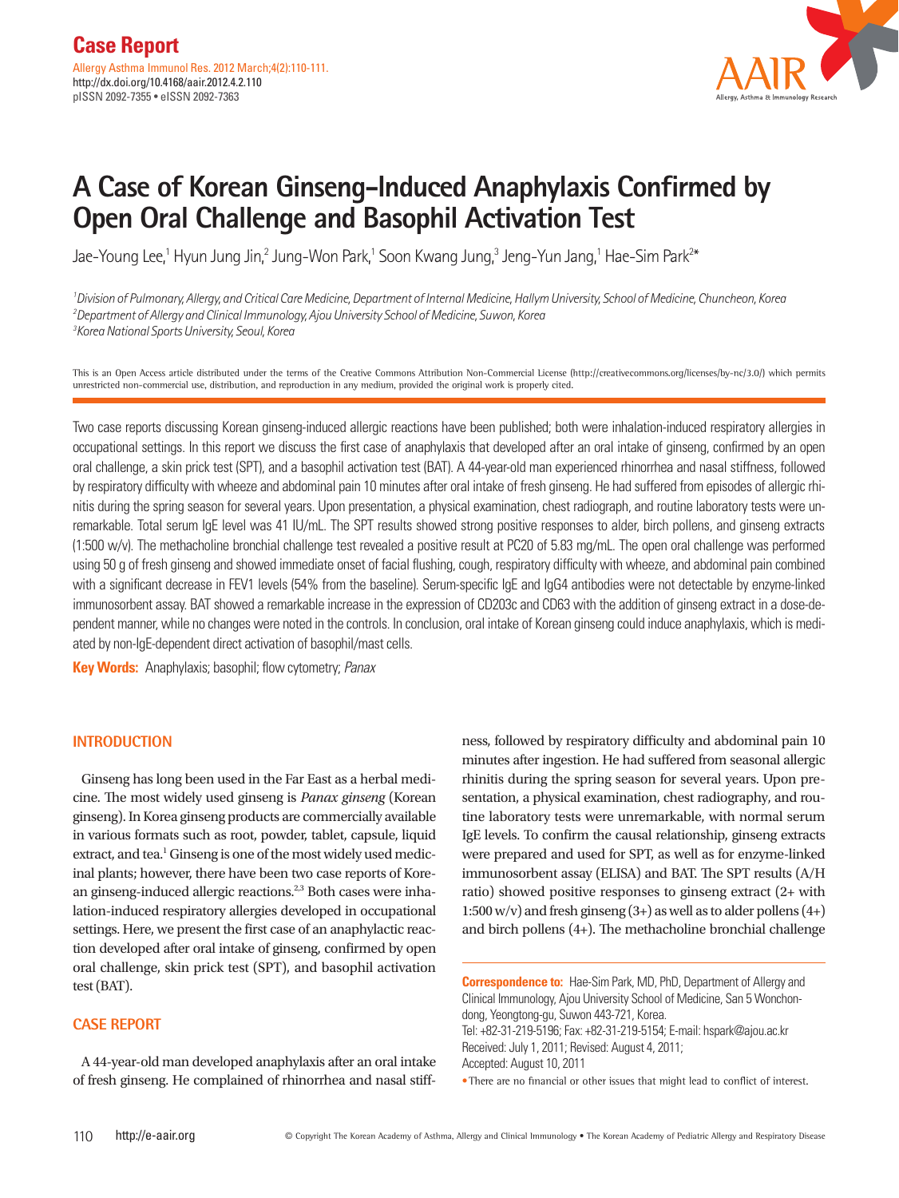Case Report

Allergy Asthma Immunol Res. 2012 March;4(2):110-111.
http://dx.doi.org/10.4168/aair.2012.4.2.110
pISSN 2092-7355 • eISSN 2092-7363

# A Case of Korean Ginseng-Induced Anaphylaxis Confirmed by Open Oral Challenge and Basophil Activation Test

Jae-Young Lee,[1] Hyun Jung Jin,[2] Jung-Won Park,[1] Soon Kwang Jung,[3] Jeng-Yun Jang,[1] Hae-Sim Park[2]*

[1] *Division of Pulmonary, Allergy, and Critical Care Medicine, Department of Internal Medicine, Hallym University, School of Medicine, Chuncheon, Korea*
[2] *Department of Allergy and Clinical Immunology, Ajou University School of Medicine, Suwon, Korea*
[3] *Korea National Sports University, Seoul, Korea*

This is an Open Access article distributed under the terms of the Creative Commons Attribution Non-Commercial License (http://creativecommons.org/licenses/by-nc/3.0/) which permits unrestricted non-commercial use, distribution, and reproduction in any medium, provided the original work is properly cited.

Two case reports discussing Korean ginseng-induced allergic reactions have been published; both were inhalation-induced respiratory allergies in occupational settings. In this report we discuss the first case of anaphylaxis that developed after an oral intake of ginseng, confirmed by an open oral challenge, a skin prick test (SPT), and a basophil activation test (BAT). A 44-year-old man experienced rhinorrhea and nasal stiffness, followed by respiratory difficulty with wheeze and abdominal pain 10 minutes after oral intake of fresh ginseng. He had suffered from episodes of allergic rhinitis during the spring season for several years. Upon presentation, a physical examination, chest radiograph, and routine laboratory tests were unremarkable. Total serum IgE level was 41 IU/mL. The SPT results showed strong positive responses to alder, birch pollens, and ginseng extracts (1:500 w/v). The methacholine bronchial challenge test revealed a positive result at PC20 of 5.83 mg/mL. The open oral challenge was performed using 50 g of fresh ginseng and showed immediate onset of facial flushing, cough, respiratory difficulty with wheeze, and abdominal pain combined with a significant decrease in FEV1 levels (54% from the baseline). Serum-specific IgE and IgG4 antibodies were not detectable by enzyme-linked immunosorbent assay. BAT showed a remarkable increase in the expression of CD203c and CD63 with the addition of ginseng extract in a dose-dependent manner, while no changes were noted in the controls. In conclusion, oral intake of Korean ginseng could induce anaphylaxis, which is mediated by non-IgE-dependent direct activation of basophil/mast cells.

**Key Words:** Anaphylaxis; basophil; flow cytometry; *Panax*

## INTRODUCTION

Ginseng has long been used in the Far East as a herbal medicine. The most widely used ginseng is *Panax ginseng* (Korean ginseng). In Korea ginseng products are commercially available in various formats such as root, powder, tablet, capsule, liquid extract, and tea.[1] Ginseng is one of the most widely used medicinal plants; however, there have been two case reports of Korean ginseng-induced allergic reactions.[2,3] Both cases were inhalation-induced respiratory allergies developed in occupational settings. Here, we present the first case of an anaphylactic reaction developed after oral intake of ginseng, confirmed by open oral challenge, skin prick test (SPT), and basophil activation test (BAT).

## CASE REPORT

A 44-year-old man developed anaphylaxis after an oral intake of fresh ginseng. He complained of rhinorrhea and nasal stiffness, followed by respiratory difficulty and abdominal pain 10 minutes after ingestion. He had suffered from seasonal allergic rhinitis during the spring season for several years. Upon presentation, a physical examination, chest radiography, and routine laboratory tests were unremarkable, with normal serum IgE levels. To confirm the causal relationship, ginseng extracts were prepared and used for SPT, as well as for enzyme-linked immunosorbent assay (ELISA) and BAT. The SPT results (A/H ratio) showed positive responses to ginseng extract (2+ with 1:500 w/v) and fresh ginseng (3+) as well as to alder pollens (4+) and birch pollens (4+). The methacholine bronchial challenge

**Correspondence to:** Hae-Sim Park, MD, PhD, Department of Allergy and Clinical Immunology, Ajou University School of Medicine, San 5 Wonchon-dong, Yeongtong-gu, Suwon 443-721, Korea.
Tel: +82-31-219-5196; Fax: +82-31-219-5154; E-mail: hspark@ajou.ac.kr
Received: July 1, 2011; Revised: August 4, 2011;
Accepted: August 10, 2011

• There are no financial or other issues that might lead to conflict of interest.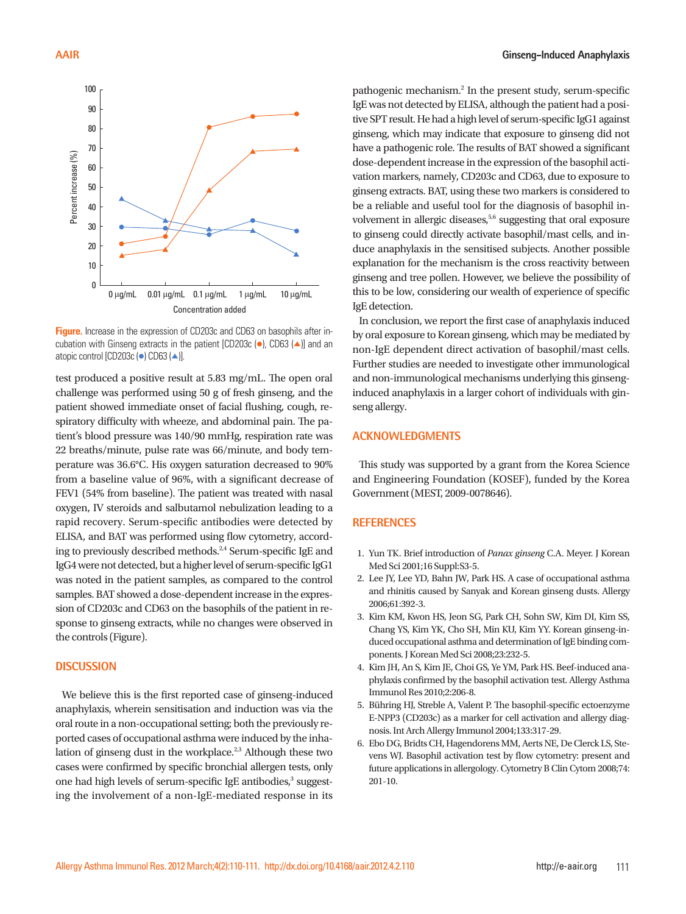100
90
80
70
60
50
40
30
20
10
0

Percent increase (%)

0 μg/mL
0.01 μg/mL
0.1 μg/mL
1 μg/mL
10 μg/mL

Concentration added

**Figure.** Increase in the expression of CD203c and CD63 on basophils after incubation with Ginseng extracts in the patient [CD203c (●), CD63 (▲)] and an atopic control [CD203c (●) CD63 (▲)].

test produced a positive result at 5.83 mg/mL. The open oral challenge was performed using 50 g of fresh ginseng, and the patient showed immediate onset of facial flushing, cough, respiratory difficulty with wheeze, and abdominal pain. The patient's blood pressure was 140/90 mmHg, respiration rate was 22 breaths/minute, pulse rate was 66/minute, and body temperature was 36.6°C. His oxygen saturation decreased to 90% from a baseline value of 96%, with a significant decrease of FEV1 (54% from baseline). The patient was treated with nasal oxygen, IV steroids and salbutamol nebulization leading to a rapid recovery. Serum-specific antibodies were detected by ELISA, and BAT was performed using flow cytometry, according to previously described methods.[2,4] Serum-specific IgE and IgG4 were not detected, but a higher level of serum-specific IgG1 was noted in the patient samples, as compared to the control samples. BAT showed a dose-dependent increase in the expression of CD203c and CD63 on the basophils of the patient in response to ginseng extracts, while no changes were observed in the controls (Figure).

## DISCUSSION

We believe this is the first reported case of ginseng-induced anaphylaxis, wherein sensitisation and induction was via the oral route in a non-occupational setting; both the previously reported cases of occupational asthma were induced by the inhalation of ginseng dust in the workplace.[2,3] Although these two cases were confirmed by specific bronchial allergen tests, only one had high levels of serum-specific IgE antibodies,[3] suggesting the involvement of a non-IgE-mediated response in its pathogenic mechanism.[2] In the present study, serum-specific IgE was not detected by ELISA, although the patient had a positive SPT result. He had a high level of serum-specific IgG1 against ginseng, which may indicate that exposure to ginseng did not have a pathogenic role. The results of BAT showed a significant dose-dependent increase in the expression of the basophil activation markers, namely, CD203c and CD63, due to exposure to ginseng extracts. BAT, using these two markers is considered to be a reliable and useful tool for the diagnosis of basophil involvement in allergic diseases,[5,6] suggesting that oral exposure to ginseng could directly activate basophil/mast cells, and induce anaphylaxis in the sensitised subjects. Another possible explanation for the mechanism is the cross reactivity between ginseng and tree pollen. However, we believe the possibility of this to be low, considering our wealth of experience of specific IgE detection.

In conclusion, we report the first case of anaphylaxis induced by oral exposure to Korean ginseng, which may be mediated by non-IgE dependent direct activation of basophil/mast cells. Further studies are needed to investigate other immunological and non-immunological mechanisms underlying this ginseng-induced anaphylaxis in a larger cohort of individuals with ginseng allergy.

## ACKNOWLEDGMENTS

This study was supported by a grant from the Korea Science and Engineering Foundation (KOSEF), funded by the Korea Government (MEST, 2009-0078646).

## REFERENCES

1. Yun TK. Brief introduction of *Panax ginseng* C.A. Meyer. J Korean Med Sci 2001;16 Suppl:S3-5.
2. Lee JY, Lee YD, Bahn JW, Park HS. A case of occupational asthma and rhinitis caused by Sanyak and Korean ginseng dusts. Allergy 2006;61:392-3.
3. Kim KM, Kwon HS, Jeon SG, Park CH, Sohn SW, Kim DI, Kim SS, Chang YS, Kim YK, Cho SH, Min KU, Kim YY. Korean ginseng-induced occupational asthma and determination of IgE binding components. J Korean Med Sci 2008;23:232-5.
4. Kim JH, An S, Kim JE, Choi GS, Ye YM, Park HS. Beef-induced anaphylaxis confirmed by the basophil activation test. Allergy Asthma Immunol Res 2010;2:206-8.
5. Bühring HJ, Streble A, Valent P. The basophil-specific ectoenzyme E-NPP3 (CD203c) as a marker for cell activation and allergy diagnosis. Int Arch Allergy Immunol 2004;133:317-29.
6. Ebo DG, Bridts CH, Hagendorens MM, Aerts NE, De Clerck LS, Stevens WJ. Basophil activation test by flow cytometry: present and future applications in allergology. Cytometry B Clin Cytom 2008;74:201-10.